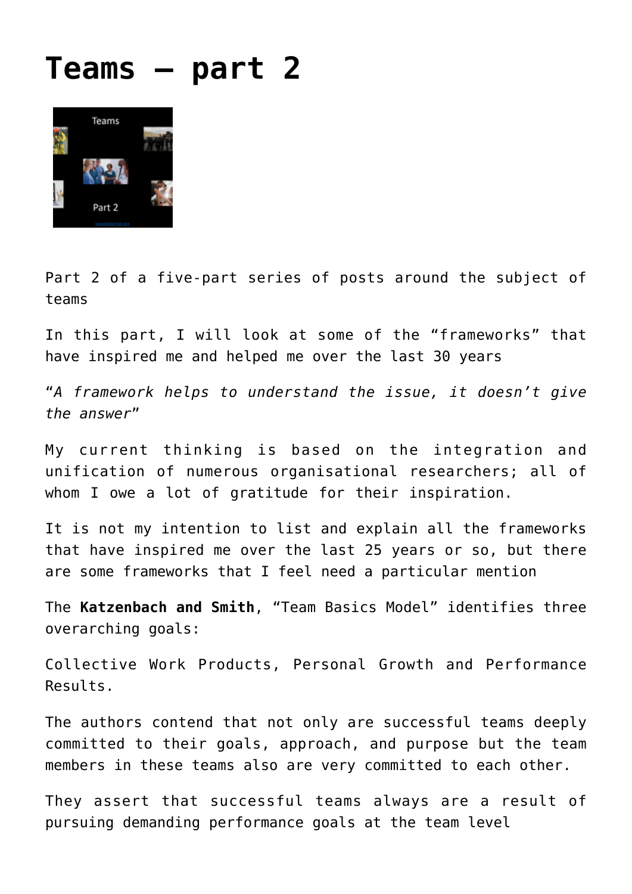# Teams – part 2

Part 2 of a five-part series of posts around the subject of teams

In this part, I will look at some of the "frameworks" that have inspired me and helped me over the last 30 years

"*A framework helps to understand the issue, it doesn't give the answer*"

My current thinking is based on the integration and unification of numerous organisational researchers; all of whom I owe a lot of gratitude for their inspiration.

It is not my intention to list and explain all the frameworks that have inspired me over the last 25 years or so, but there are some frameworks that I feel need a particular mention

The **Katzenbach and Smith**, "Team Basics Model" identifies three overarching goals:

Collective Work Products, Personal Growth and Performance Results.

The authors contend that not only are successful teams deeply committed to their goals, approach, and purpose but the team members in these teams also are very committed to each other.

They assert that successful teams always are a result of pursuing demanding performance goals at the team level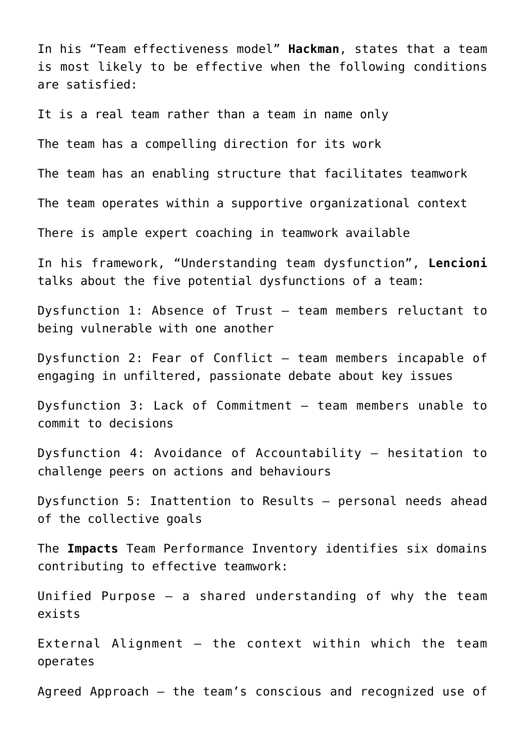In his "Team effectiveness model" **Hackman**, states that a team is most likely to be effective when the following conditions are satisfied:

It is a real team rather than a team in name only

The team has a compelling direction for its work

The team has an enabling structure that facilitates teamwork

The team operates within a supportive organizational context

There is ample expert coaching in teamwork available

In his framework, "Understanding team dysfunction", **Lencioni** talks about the five potential dysfunctions of a team:

Dysfunction 1: Absence of Trust – team members reluctant to being vulnerable with one another

Dysfunction 2: Fear of Conflict – team members incapable of engaging in unfiltered, passionate debate about key issues

Dysfunction 3: Lack of Commitment – team members unable to commit to decisions

Dysfunction 4: Avoidance of Accountability – hesitation to challenge peers on actions and behaviours

Dysfunction 5: Inattention to Results – personal needs ahead of the collective goals

The **Impacts** Team Performance Inventory identifies six domains contributing to effective teamwork:

Unified Purpose – a shared understanding of why the team exists

External Alignment – the context within which the team operates

Agreed Approach – the team's conscious and recognized use of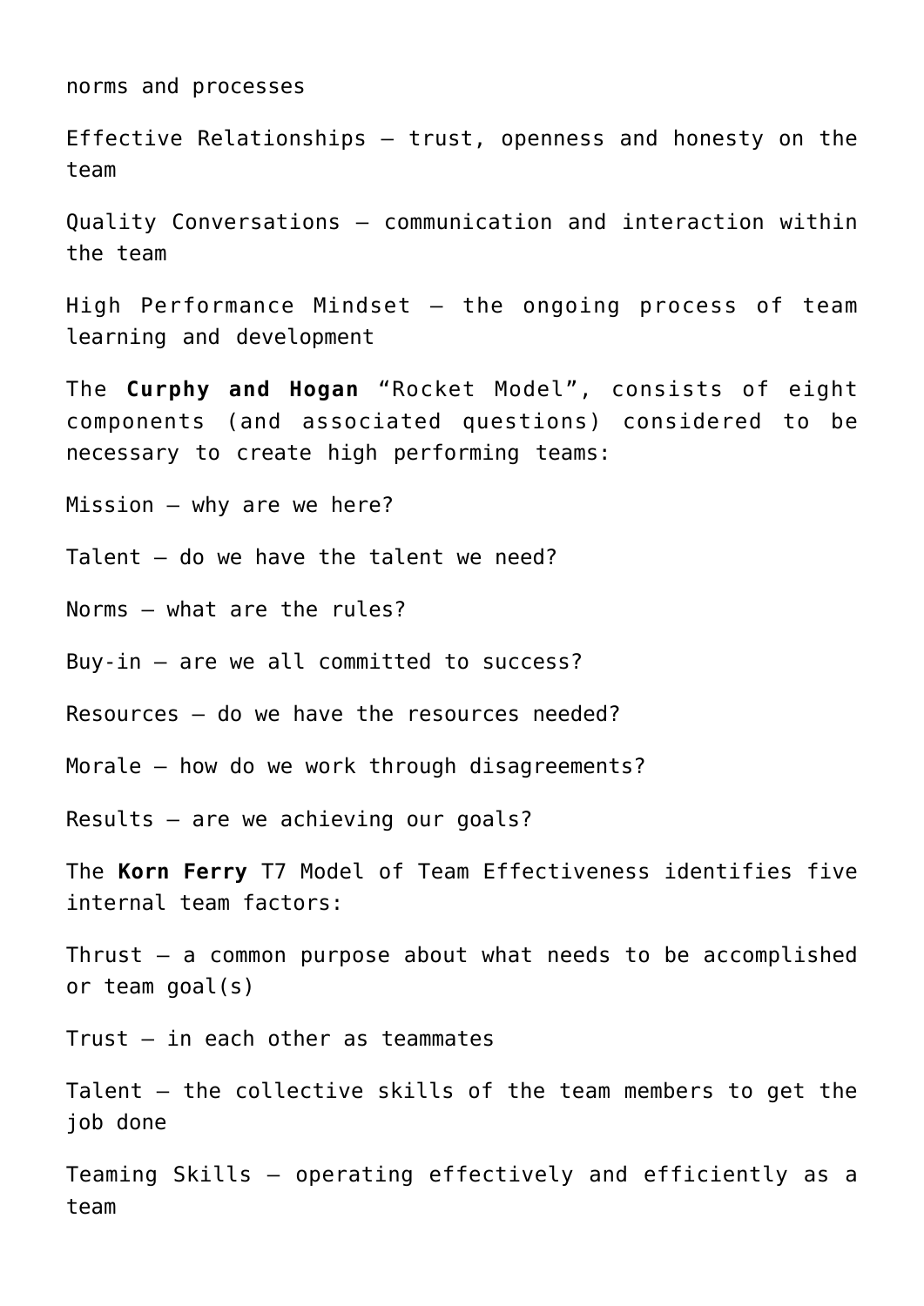norms and processes

Effective Relationships – trust, openness and honesty on the team

Quality Conversations – communication and interaction within the team

High Performance Mindset – the ongoing process of team learning and development

The **Curphy and Hogan** "Rocket Model", consists of eight components (and associated questions) considered to be necessary to create high performing teams:

Mission – why are we here?

Talent – do we have the talent we need?

Norms – what are the rules?

Buy-in – are we all committed to success?

Resources – do we have the resources needed?

Morale – how do we work through disagreements?

Results – are we achieving our goals?

The **Korn Ferry** T7 Model of Team Effectiveness identifies five internal team factors:

Thrust – a common purpose about what needs to be accomplished or team goal(s)

Trust – in each other as teammates

Talent – the collective skills of the team members to get the job done

Teaming Skills – operating effectively and efficiently as a team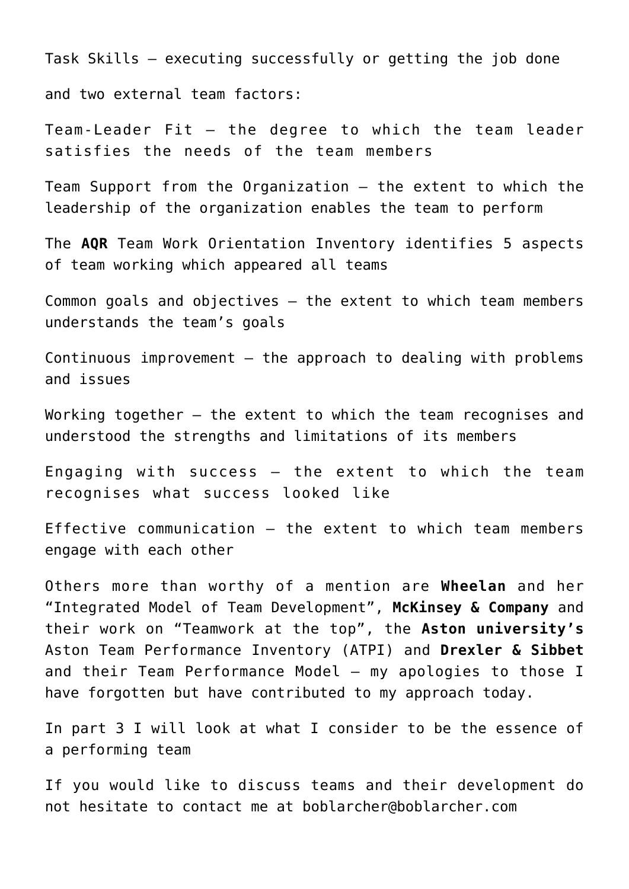Task Skills – executing successfully or getting the job done

and two external team factors:

Team-Leader Fit – the degree to which the team leader satisfies the needs of the team members

Team Support from the Organization – the extent to which the leadership of the organization enables the team to perform

The **AQR** Team Work Orientation Inventory identifies 5 aspects of team working which appeared all teams

Common goals and objectives – the extent to which team members understands the team's goals

Continuous improvement – the approach to dealing with problems and issues

Working together – the extent to which the team recognises and understood the strengths and limitations of its members

Engaging with success – the extent to which the team recognises what success looked like

Effective communication – the extent to which team members engage with each other

Others more than worthy of a mention are **Wheelan** and her "Integrated Model of Team Development", **McKinsey & Company** and their work on "Teamwork at the top", the **Aston university's** Aston Team Performance Inventory (ATPI) and **Drexler & Sibbet** and their Team Performance Model – my apologies to those I have forgotten but have contributed to my approach today.

In part 3 I will look at what I consider to be the essence of a performing team

If you would like to discuss teams and their development do not hesitate to contact me at boblarcher@boblarcher.com